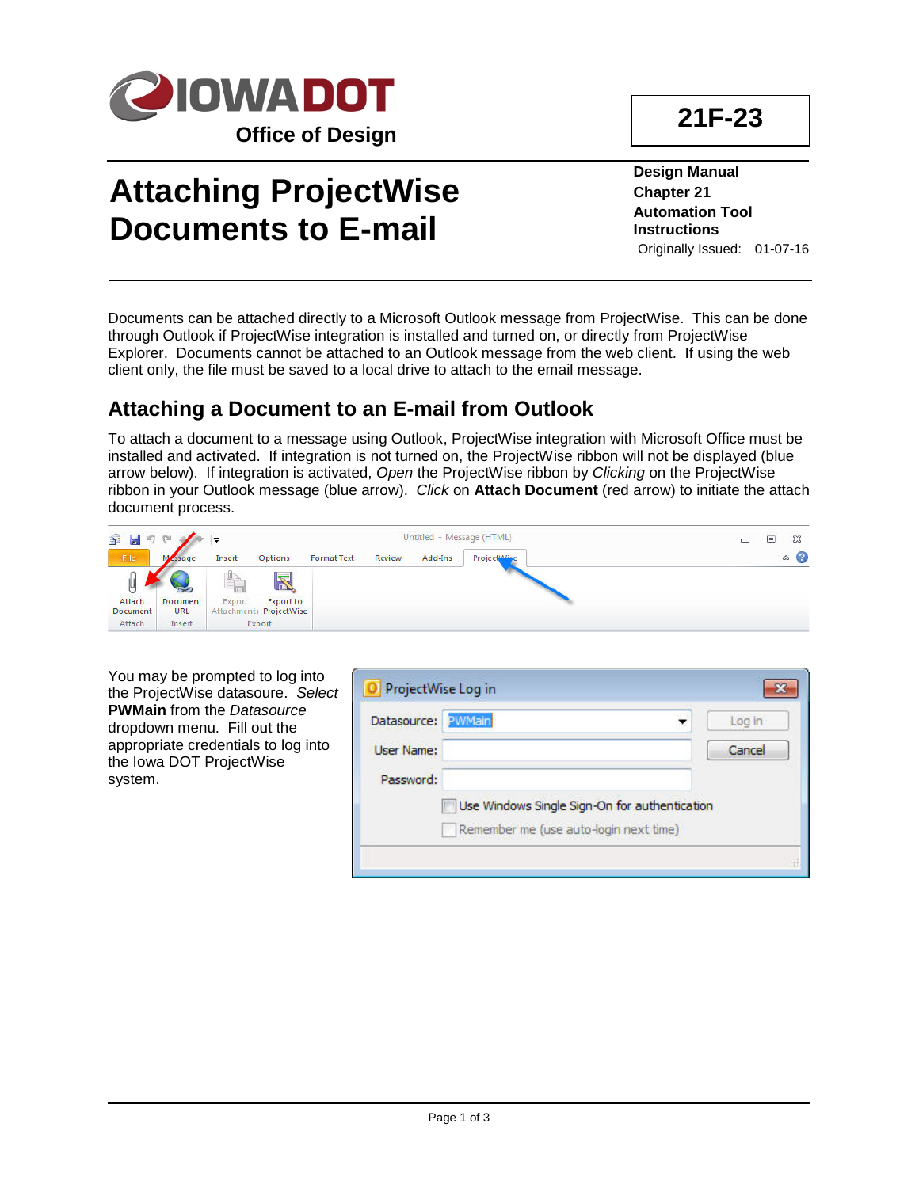IOWA DOT
Office of Design

**21F-23**

# Attaching ProjectWise Documents to E-mail

**Design Manual**
**Chapter 21**
**Automation Tool Instructions**
Originally Issued: 01-07-16

Documents can be attached directly to a Microsoft Outlook message from ProjectWise. This can be done through Outlook if ProjectWise integration is installed and turned on, or directly from ProjectWise Explorer. Documents cannot be attached to an Outlook message from the web client. If using the web client only, the file must be saved to a local drive to attach to the email message.

## Attaching a Document to an E-mail from Outlook

To attach a document to a message using Outlook, ProjectWise integration with Microsoft Office must be installed and activated. If integration is not turned on, the ProjectWise ribbon will not be displayed (blue arrow below). If integration is activated, *Open* the ProjectWise ribbon by *Clicking* on the ProjectWise ribbon in your Outlook message (blue arrow). *Click* on **Attach Document** (red arrow) to initiate the attach document process.

You may be prompted to log into the ProjectWise datasource. *Select* **PWMain** from the *Datasource* dropdown menu. Fill out the appropriate credentials to log into the Iowa DOT ProjectWise system.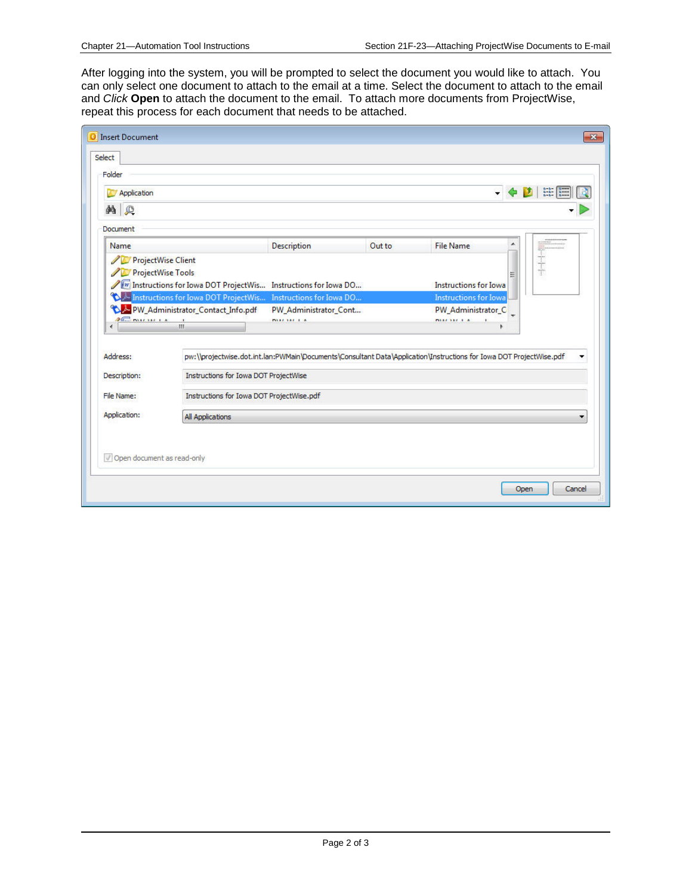After logging into the system, you will be prompted to select the document you would like to attach. You can only select one document to attach to the email at a time. Select the document to attach to the email and *Click* **Open** to attach the document to the email. To attach more documents from ProjectWise, repeat this process for each document that needs to be attached.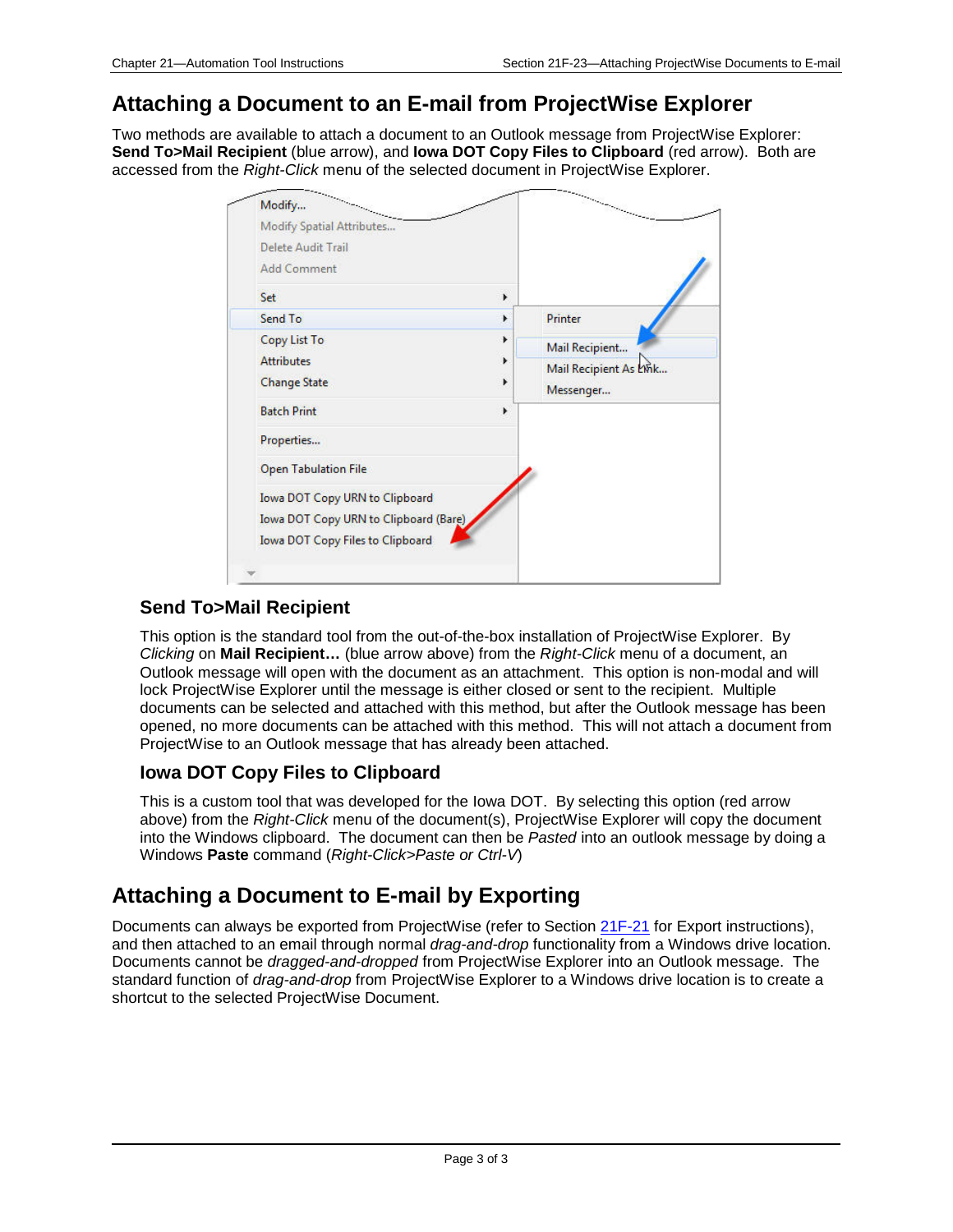# Attaching a Document to an E-mail from ProjectWise Explorer

Two methods are available to attach a document to an Outlook message from ProjectWise Explorer: **Send To>Mail Recipient** (blue arrow), and **Iowa DOT Copy Files to Clipboard** (red arrow). Both are accessed from the *Right-Click* menu of the selected document in ProjectWise Explorer.

## Send To>Mail Recipient

This option is the standard tool from the out-of-the-box installation of ProjectWise Explorer. By *Clicking* on **Mail Recipient…** (blue arrow above) from the *Right-Click* menu of a document, an Outlook message will open with the document as an attachment. This option is non-modal and will lock ProjectWise Explorer until the message is either closed or sent to the recipient. Multiple documents can be selected and attached with this method, but after the Outlook message has been opened, no more documents can be attached with this method. This will not attach a document from ProjectWise to an Outlook message that has already been attached.

## Iowa DOT Copy Files to Clipboard

This is a custom tool that was developed for the Iowa DOT. By selecting this option (red arrow above) from the *Right-Click* menu of the document(s), ProjectWise Explorer will copy the document into the Windows clipboard. The document can then be *Pasted* into an outlook message by doing a Windows **Paste** command (*Right-Click>Paste or Ctrl-V*)

# Attaching a Document to E-mail by Exporting

Documents can always be exported from ProjectWise (refer to Section 21F-21 for Export instructions), and then attached to an email through normal *drag-and-drop* functionality from a Windows drive location. Documents cannot be *dragged-and-dropped* from ProjectWise Explorer into an Outlook message. The standard function of *drag-and-drop* from ProjectWise Explorer to a Windows drive location is to create a shortcut to the selected ProjectWise Document.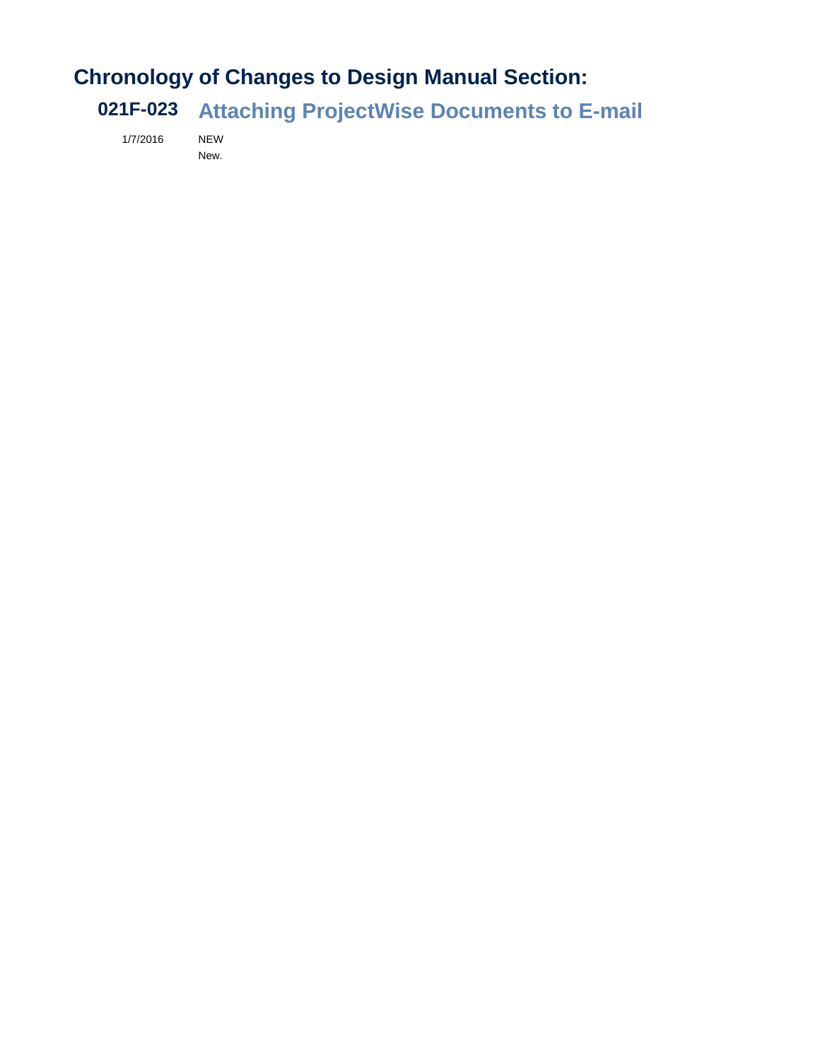# Chronology of Changes to Design Manual Section:

## 021F-023 Attaching ProjectWise Documents to E-mail

| | |
|---|---|
| 1/7/2016 | NEW<br>New. |